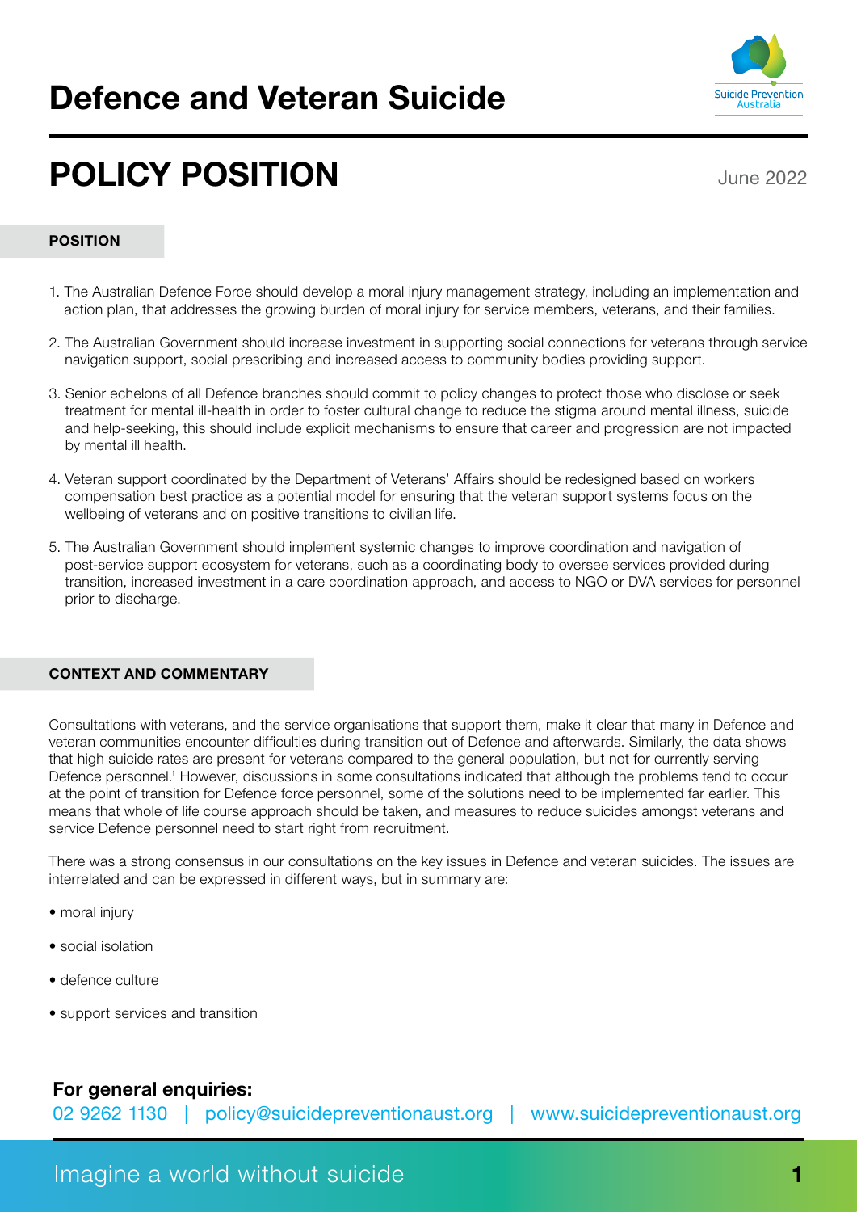# Defence and Veteran Suicide

# POLICY POSITION

June 2022

## POSITION

1. The Australian Defence Force should develop a moral injury management strategy, including an implementation and action plan, that addresses the growing burden of moral injury for service members, veterans, and their families.

2. The Australian Government should increase investment in supporting social connections for veterans through service navigation support, social prescribing and increased access to community bodies providing support.

3. Senior echelons of all Defence branches should commit to policy changes to protect those who disclose or seek treatment for mental ill-health in order to foster cultural change to reduce the stigma around mental illness, suicide and help-seeking, this should include explicit mechanisms to ensure that career and progression are not impacted by mental ill health.

4. Veteran support coordinated by the Department of Veterans' Affairs should be redesigned based on workers compensation best practice as a potential model for ensuring that the veteran support systems focus on the wellbeing of veterans and on positive transitions to civilian life.

5. The Australian Government should implement systemic changes to improve coordination and navigation of post-service support ecosystem for veterans, such as a coordinating body to oversee services provided during transition, increased investment in a care coordination approach, and access to NGO or DVA services for personnel prior to discharge.

## CONTEXT AND COMMENTARY

Consultations with veterans, and the service organisations that support them, make it clear that many in Defence and veteran communities encounter difficulties during transition out of Defence and afterwards. Similarly, the data shows that high suicide rates are present for veterans compared to the general population, but not for currently serving Defence personnel.[1] However, discussions in some consultations indicated that although the problems tend to occur at the point of transition for Defence force personnel, some of the solutions need to be implemented far earlier. This means that whole of life course approach should be taken, and measures to reduce suicides amongst veterans and service Defence personnel need to start right from recruitment.

There was a strong consensus in our consultations on the key issues in Defence and veteran suicides. The issues are interrelated and can be expressed in different ways, but in summary are:

- moral injury
- social isolation
- defence culture
- support services and transition

**For general enquiries:**
02 9262 1130 | policy@suicidepreventionaust.org | www.suicidepreventionaust.org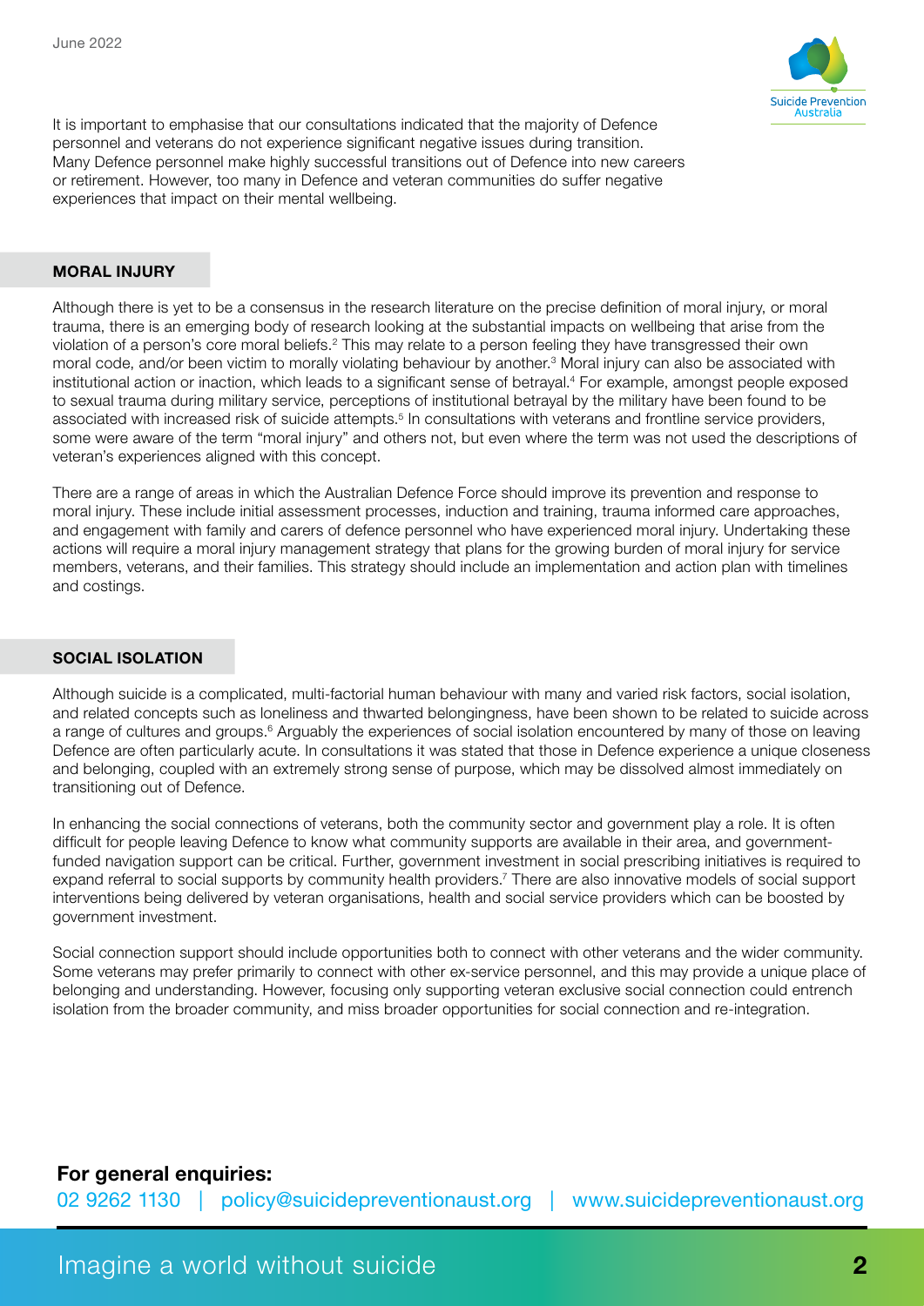It is important to emphasise that our consultations indicated that the majority of Defence personnel and veterans do not experience significant negative issues during transition. Many Defence personnel make highly successful transitions out of Defence into new careers or retirement. However, too many in Defence and veteran communities do suffer negative experiences that impact on their mental wellbeing.

## MORAL INJURY

Although there is yet to be a consensus in the research literature on the precise definition of moral injury, or moral trauma, there is an emerging body of research looking at the substantial impacts on wellbeing that arise from the violation of a person's core moral beliefs.[2] This may relate to a person feeling they have transgressed their own moral code, and/or been victim to morally violating behaviour by another.[3] Moral injury can also be associated with institutional action or inaction, which leads to a significant sense of betrayal.[4] For example, amongst people exposed to sexual trauma during military service, perceptions of institutional betrayal by the military have been found to be associated with increased risk of suicide attempts.[5] In consultations with veterans and frontline service providers, some were aware of the term "moral injury" and others not, but even where the term was not used the descriptions of veteran's experiences aligned with this concept.

There are a range of areas in which the Australian Defence Force should improve its prevention and response to moral injury. These include initial assessment processes, induction and training, trauma informed care approaches, and engagement with family and carers of defence personnel who have experienced moral injury. Undertaking these actions will require a moral injury management strategy that plans for the growing burden of moral injury for service members, veterans, and their families. This strategy should include an implementation and action plan with timelines and costings.

## SOCIAL ISOLATION

Although suicide is a complicated, multi-factorial human behaviour with many and varied risk factors, social isolation, and related concepts such as loneliness and thwarted belongingness, have been shown to be related to suicide across a range of cultures and groups.[6] Arguably the experiences of social isolation encountered by many of those on leaving Defence are often particularly acute. In consultations it was stated that those in Defence experience a unique closeness and belonging, coupled with an extremely strong sense of purpose, which may be dissolved almost immediately on transitioning out of Defence.

In enhancing the social connections of veterans, both the community sector and government play a role. It is often difficult for people leaving Defence to know what community supports are available in their area, and government-funded navigation support can be critical. Further, government investment in social prescribing initiatives is required to expand referral to social supports by community health providers.[7] There are also innovative models of social support interventions being delivered by veteran organisations, health and social service providers which can be boosted by government investment.

Social connection support should include opportunities both to connect with other veterans and the wider community. Some veterans may prefer primarily to connect with other ex-service personnel, and this may provide a unique place of belonging and understanding. However, focusing only supporting veteran exclusive social connection could entrench isolation from the broader community, and miss broader opportunities for social connection and re-integration.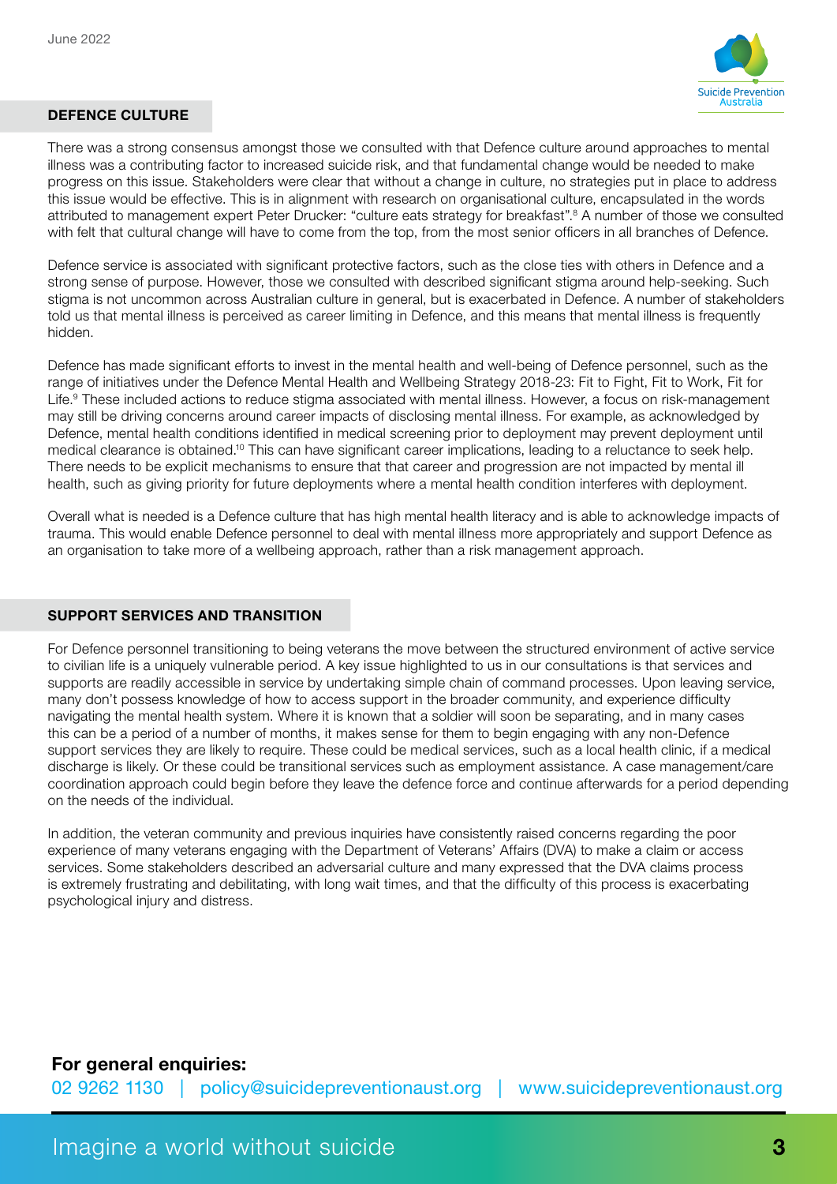## DEFENCE CULTURE

There was a strong consensus amongst those we consulted with that Defence culture around approaches to mental illness was a contributing factor to increased suicide risk, and that fundamental change would be needed to make progress on this issue. Stakeholders were clear that without a change in culture, no strategies put in place to address this issue would be effective. This is in alignment with research on organisational culture, encapsulated in the words attributed to management expert Peter Drucker: "culture eats strategy for breakfast".[8] A number of those we consulted with felt that cultural change will have to come from the top, from the most senior officers in all branches of Defence.

Defence service is associated with significant protective factors, such as the close ties with others in Defence and a strong sense of purpose. However, those we consulted with described significant stigma around help-seeking. Such stigma is not uncommon across Australian culture in general, but is exacerbated in Defence. A number of stakeholders told us that mental illness is perceived as career limiting in Defence, and this means that mental illness is frequently hidden.

Defence has made significant efforts to invest in the mental health and well-being of Defence personnel, such as the range of initiatives under the Defence Mental Health and Wellbeing Strategy 2018-23: Fit to Fight, Fit to Work, Fit for Life.[9] These included actions to reduce stigma associated with mental illness. However, a focus on risk-management may still be driving concerns around career impacts of disclosing mental illness. For example, as acknowledged by Defence, mental health conditions identified in medical screening prior to deployment may prevent deployment until medical clearance is obtained.[10] This can have significant career implications, leading to a reluctance to seek help. There needs to be explicit mechanisms to ensure that that career and progression are not impacted by mental ill health, such as giving priority for future deployments where a mental health condition interferes with deployment.

Overall what is needed is a Defence culture that has high mental health literacy and is able to acknowledge impacts of trauma. This would enable Defence personnel to deal with mental illness more appropriately and support Defence as an organisation to take more of a wellbeing approach, rather than a risk management approach.

## SUPPORT SERVICES AND TRANSITION

For Defence personnel transitioning to being veterans the move between the structured environment of active service to civilian life is a uniquely vulnerable period. A key issue highlighted to us in our consultations is that services and supports are readily accessible in service by undertaking simple chain of command processes. Upon leaving service, many don't possess knowledge of how to access support in the broader community, and experience difficulty navigating the mental health system. Where it is known that a soldier will soon be separating, and in many cases this can be a period of a number of months, it makes sense for them to begin engaging with any non-Defence support services they are likely to require. These could be medical services, such as a local health clinic, if a medical discharge is likely. Or these could be transitional services such as employment assistance. A case management/care coordination approach could begin before they leave the defence force and continue afterwards for a period depending on the needs of the individual.

In addition, the veteran community and previous inquiries have consistently raised concerns regarding the poor experience of many veterans engaging with the Department of Veterans' Affairs (DVA) to make a claim or access services. Some stakeholders described an adversarial culture and many expressed that the DVA claims process is extremely frustrating and debilitating, with long wait times, and that the difficulty of this process is exacerbating psychological injury and distress.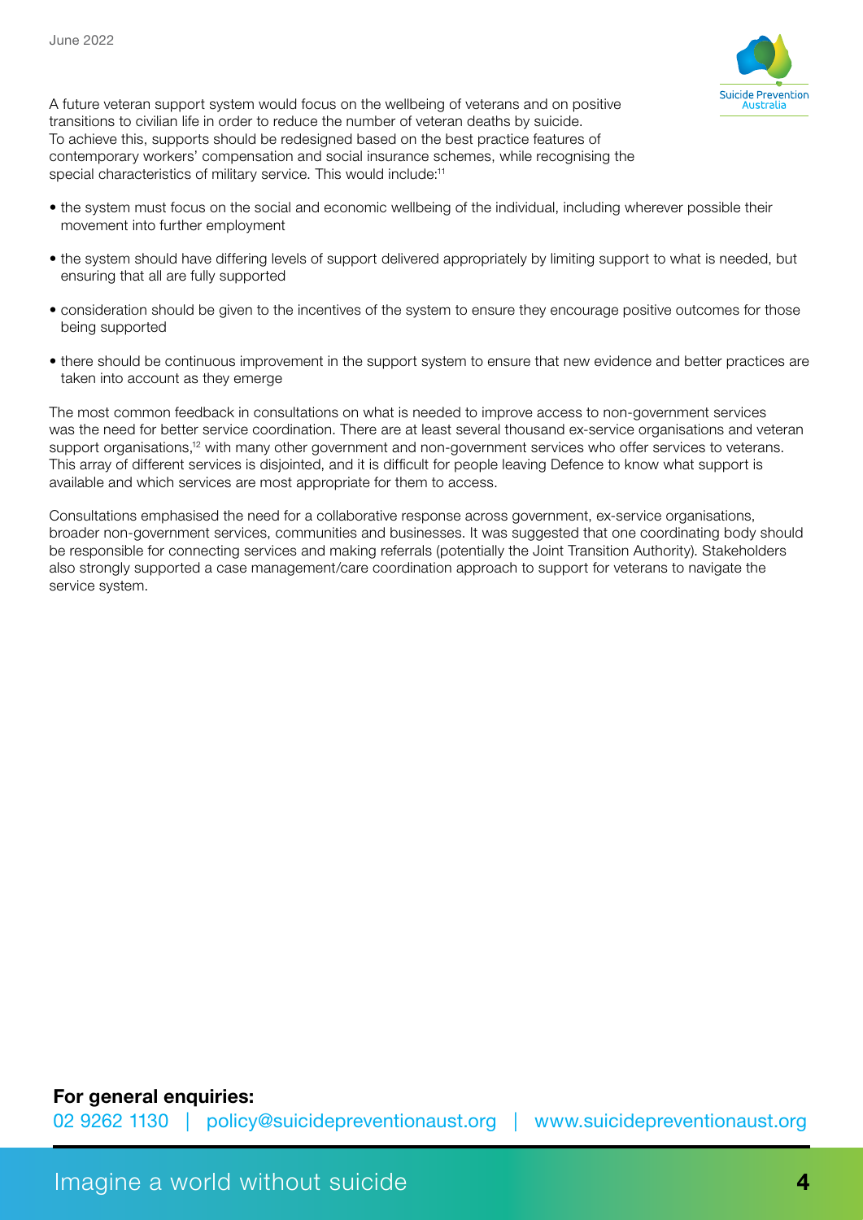A future veteran support system would focus on the wellbeing of veterans and on positive transitions to civilian life in order to reduce the number of veteran deaths by suicide. To achieve this, supports should be redesigned based on the best practice features of contemporary workers' compensation and social insurance schemes, while recognising the special characteristics of military service. This would include:[11]

- the system must focus on the social and economic wellbeing of the individual, including wherever possible their movement into further employment
- the system should have differing levels of support delivered appropriately by limiting support to what is needed, but ensuring that all are fully supported
- consideration should be given to the incentives of the system to ensure they encourage positive outcomes for those being supported
- there should be continuous improvement in the support system to ensure that new evidence and better practices are taken into account as they emerge

The most common feedback in consultations on what is needed to improve access to non-government services was the need for better service coordination. There are at least several thousand ex-service organisations and veteran support organisations,[12] with many other government and non-government services who offer services to veterans. This array of different services is disjointed, and it is difficult for people leaving Defence to know what support is available and which services are most appropriate for them to access.

Consultations emphasised the need for a collaborative response across government, ex-service organisations, broader non-government services, communities and businesses. It was suggested that one coordinating body should be responsible for connecting services and making referrals (potentially the Joint Transition Authority). Stakeholders also strongly supported a case management/care coordination approach to support for veterans to navigate the service system.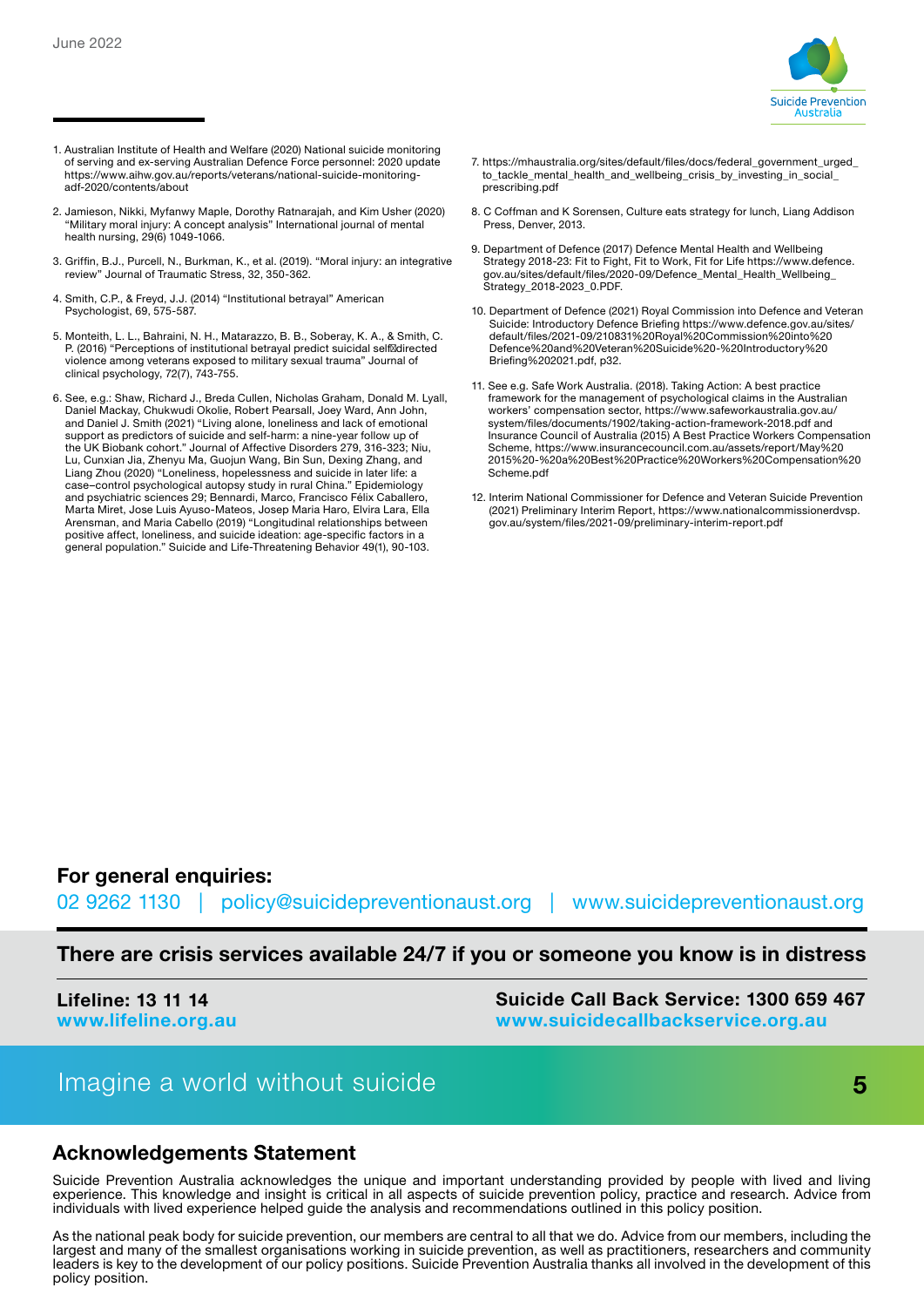1. Australian Institute of Health and Welfare (2020) National suicide monitoring of serving and ex-serving Australian Defence Force personnel: 2020 update https://www.aihw.gov.au/reports/veterans/national-suicide-monitoring-adf-2020/contents/about

2. Jamieson, Nikki, Myfanwy Maple, Dorothy Ratnarajah, and Kim Usher (2020) "Military moral injury: A concept analysis" International journal of mental health nursing, 29(6) 1049-1066.

3. Griffin, B.J., Purcell, N., Burkman, K., et al. (2019). "Moral injury: an integrative review" Journal of Traumatic Stress, 32, 350-362.

4. Smith, C.P., & Freyd, J.J. (2014) "Institutional betrayal" American Psychologist, 69, 575-587.

5. Monteith, L. L., Bahraini, N. H., Matarazzo, B. B., Soberay, K. A., & Smith, C. P. (2016) "Perceptions of institutional betrayal predict suicidal self‐directed violence among veterans exposed to military sexual trauma" Journal of clinical psychology, 72(7), 743-755.

6. See, e.g.: Shaw, Richard J., Breda Cullen, Nicholas Graham, Donald M. Lyall, Daniel Mackay, Chukwudi Okolie, Robert Pearsall, Joey Ward, Ann John, and Daniel J. Smith (2021) "Living alone, loneliness and lack of emotional support as predictors of suicide and self-harm: a nine-year follow up of the UK Biobank cohort." Journal of Affective Disorders 279, 316-323; Niu, Lu, Cunxian Jia, Zhenyu Ma, Guojun Wang, Bin Sun, Dexing Zhang, and Liang Zhou (2020) "Loneliness, hopelessness and suicide in later life: a case–control psychological autopsy study in rural China." Epidemiology and psychiatric sciences 29; Bennardi, Marco, Francisco Félix Caballero, Marta Miret, Jose Luis Ayuso-Mateos, Josep Maria Haro, Elvira Lara, Ella Arensman, and Maria Cabello (2019) "Longitudinal relationships between positive affect, loneliness, and suicide ideation: age-specific factors in a general population." Suicide and Life-Threatening Behavior 49(1), 90-103.

7. https://mhaustralia.org/sites/default/files/docs/federal_government_urged_to_tackle_mental_health_and_wellbeing_crisis_by_investing_in_social_prescribing.pdf

8. C Coffman and K Sorensen, Culture eats strategy for lunch, Liang Addison Press, Denver, 2013.

9. Department of Defence (2017) Defence Mental Health and Wellbeing Strategy 2018-23: Fit to Fight, Fit to Work, Fit for Life https://www.defence.gov.au/sites/default/files/2020-09/Defence_Mental_Health_Wellbeing_Strategy_2018-2023_0.PDF.

10. Department of Defence (2021) Royal Commission into Defence and Veteran Suicide: Introductory Defence Briefing https://www.defence.gov.au/sites/default/files/2021-09/210831%20Royal%20Commission%20into%20Defence%20and%20Veteran%20Suicide%20-%20Introductory%20Briefing%202021.pdf, p32.

11. See e.g. Safe Work Australia. (2018). Taking Action: A best practice framework for the management of psychological claims in the Australian workers' compensation sector, https://www.safeworkaustralia.gov.au/system/files/documents/1902/taking-action-framework-2018.pdf and Insurance Council of Australia (2015) A Best Practice Workers Compensation Scheme, https://www.insurancecouncil.com.au/assets/report/May%202015%20-%20a%20Best%20Practice%20Workers%20Compensation%20Scheme.pdf

12. Interim National Commissioner for Defence and Veteran Suicide Prevention (2021) Preliminary Interim Report, https://www.nationalcommissionerdvsp.gov.au/system/files/2021-09/preliminary-interim-report.pdf

**For general enquiries:**

02 9262 1130 | policy@suicidepreventionaust.org | www.suicidepreventionaust.org

**There are crisis services available 24/7 if you or someone you know is in distress**

**Lifeline: 13 11 14**
**www.lifeline.org.au**

**Suicide Call Back Service: 1300 659 467**
**www.suicidecallbackservice.org.au**

Imagine a world without suicide

## Acknowledgements Statement

Suicide Prevention Australia acknowledges the unique and important understanding provided by people with lived and living experience. This knowledge and insight is critical in all aspects of suicide prevention policy, practice and research. Advice from individuals with lived experience helped guide the analysis and recommendations outlined in this policy position.

As the national peak body for suicide prevention, our members are central to all that we do. Advice from our members, including the largest and many of the smallest organisations working in suicide prevention, as well as practitioners, researchers and community leaders is key to the development of our policy positions. Suicide Prevention Australia thanks all involved in the development of this policy position.